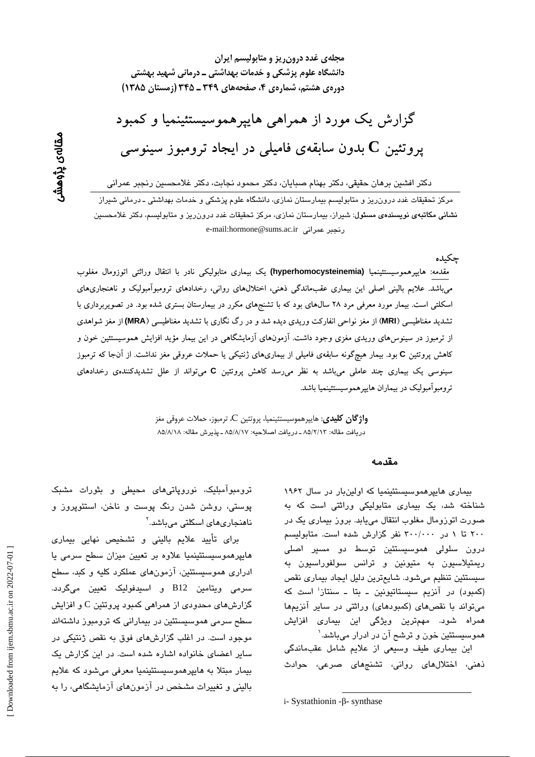مجله‌ی غدد درون‌ریز و متابولیسم ایران
دانشگاه علوم پزشکی و خدمات بهداشتی ـ درمانی شهید بهشتی
دوره‌ی هشتم، شماره‌ی ۴، صفحه‌های ۳۴۹ ـ ۳۴۵ (زمستان ۱۳۸۵)

مقاله‌ی پژوهشی

# گزارش یک مورد از همراهی هایپرهموسیستئینمیا و کمبود پروتئین C بدون سابقه‌ی فامیلی در ایجاد ترومبوز سینوسی

دکتر افشین برهان حقیقی، دکتر بهنام صبایان، دکتر محمود نجابت، دکتر غلامحسین رنجبر عمرانی

مرکز تحقیقات غدد درون‌ریز و متابولیسم بیمارستان نمازی، دانشگاه علوم پزشکی و خدمات بهداشتی ـ درمانی شیراز
**نشانی مکاتبه‌ی نویسنده‌ی مسئول:** شیراز، بیمارستان نمازی، مرکز تحقیقات غدد درون‌ریز و متابولیسم، دکتر غلامحسین رنجبر عمرانی e-mail:hormone@sums.ac.ir

## چکیده

مقدمه: هایپرهموسیستئینمیا (**hyperhomocysteinemia**) یک بیماری متابولیکی نادر با انتقال وراثتی اتوزومال مغلوب می‌باشد. علایم بالینی اصلی این بیماری عقب‌ماندگی ذهنی، اختلال‌های روانی، رخدادهای ترومبوآمبولیک و ناهنجاری‌های اسکلتی است. بیمار مورد معرفی مرد ۲۸ ساله‌ای بود که با تشنج‌های مکرر در بیمارستان بستری شده بود. در تصویربرداری با تشدید مغناطیسی (**MRI**) از مغز نواحی انفارکت وریدی دیده شد و در رگ نگاری با تشدید مغناطیسی (**MRA**) از مغز شواهدی از ترمبوز در سینوس‌های وریدی مغزی وجود داشت. آزمون‌های آزمایشگاهی در این بیمار مؤید افزایش هموسیستئین خون و کاهش پروتئین **C** بود. بیمار هیچ‌گونه سابقه‌ی فامیلی از بیماری‌های ژنتیکی یا حملات عروقی مغز نداشت. از آنجا که ترمبوز سینوسی یک بیماری چند عاملی می‌باشد به نظر می‌رسد کاهش پروتئین **C** می‌تواند از علل تشدیدکننده‌ی رخدادهای ترومبوآمبولیک در بیماران هایپرهموسیستئینمیا باشد.

**واژگان کلیدی:** هایپرهموسیستئینمیا، پروتئین C، ترمبوز، حملات عروقی مغز
دریافت مقاله: ۸۵/۲/۱۳ ـ دریافت اصلاحیه: ۸۵/۸/۱۷ ـ پذیرش مقاله: ۸۵/۸/۱۸

## مقدمه

بیماری هایپرهموسیستئینمیا که اولین‌بار در سال ۱۹۶۲ شناخته شد، یک بیماری متابولیکی وراثتی است که به صورت اتوزومال مغلوب انتقال می‌یابد. بروز بیماری یک در ۲۰۰ تا ۱ در ۳۰۰/۰۰۰ نفر گزارش شده است. متابولیسم درون سلولی هموسیستئین توسط دو مسیر اصلی ریمتیلاسیون به متیونین و ترانس سولفوراسیون به سیستئین تنظیم می‌شود. شایع‌ترین دلیل ایجاد بیماری نقص (کمبود) در آنزیم سیستاتیونین ـ بتا ـ سنتاز[i] است که می‌تواند با نقص‌های (کمبودهای) وراثتی در سایر آنزیم‌ها همراه شود. مهم‌ترین ویژگی این بیماری افزایش هموسیستئین خون و ترشح آن در ادرار می‌باشد.[۱] این بیماری طیف وسیعی از علایم شامل عقب‌ماندگی ذهنی، اختلال‌های روانی، تشنج‌های صرعی، حوادث ترومبوآمبلیک، نوروپاتی‌های محیطی و بثورات مشبک پوستی، روشن شدن رنگ پوست و ناخن، استئوپروز و ناهنجاری‌های اسکلتی می‌باشد.[۲]

برای تأیید علایم بالینی و تشخیص نهایی بیماری هایپرهموسیستئینمیا علاوه بر تعیین میزان سطح سرمی یا ادراری هموسیستئین، آزمون‌های عملکرد کلیه و کبد، سطح سرمی ویتامین B12 و اسیدفولیک تعیین می‌گردد. گزارش‌های محدودی از همراهی کمبود پروتئین C و افزایش سطح سرمی هموسیستئین در بیمارانی که ترومبوز داشته‌اند موجود است. در اغلب گزارش‌های فوق به نقص ژنتیکی در سایر اعضای خانواده اشاره شده است. در این گزارش یک بیمار مبتلا به هایپرهموسیستئینمیا معرفی می‌شود که علایم بالینی و تغییرات مشخص در آزمون‌های آزمایشگاهی، را به

i- Systathionin -β- synthase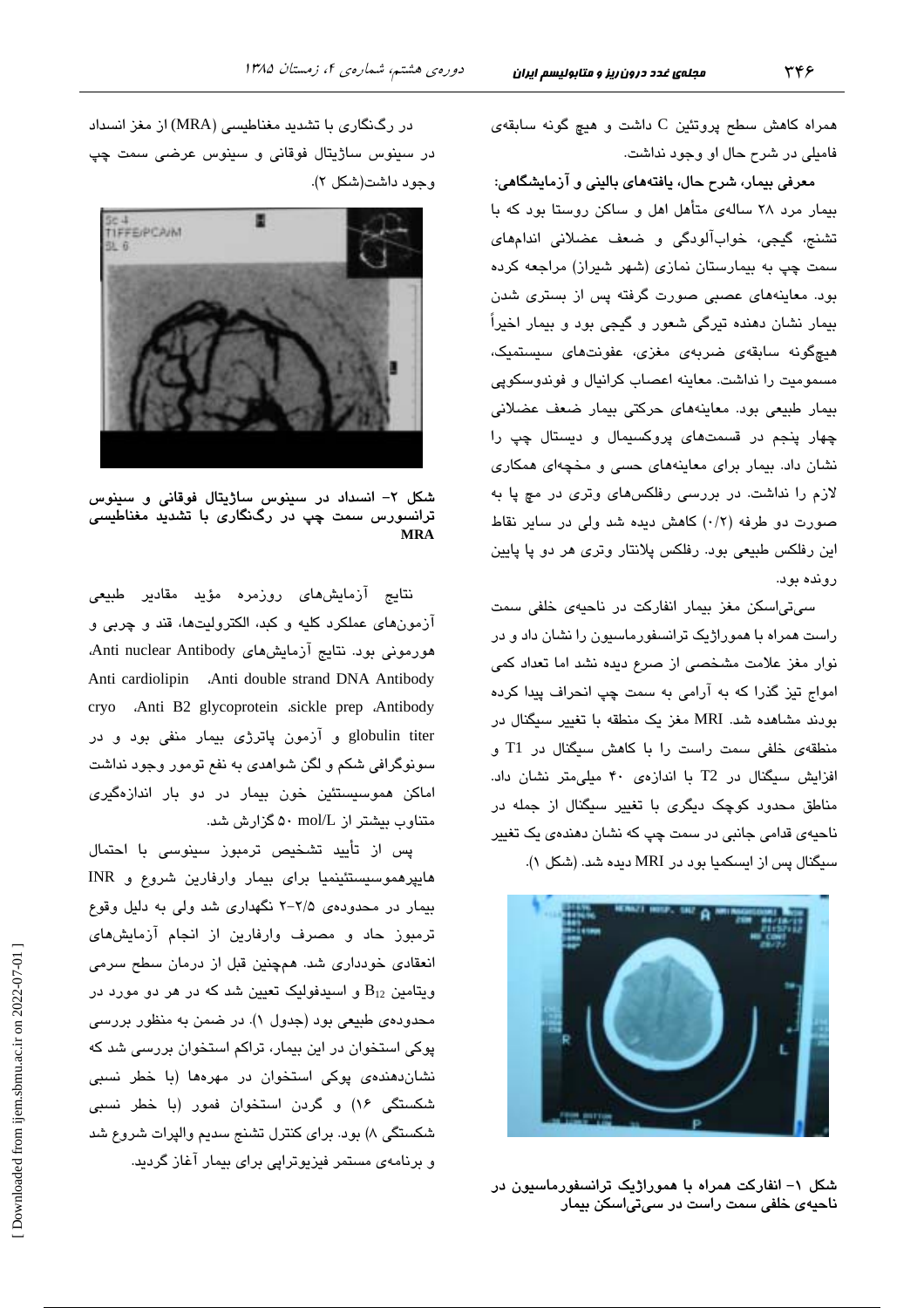همراه کاهش سطح پروتئین C داشت و هیچ گونه سابقه‌ی فامیلی در شرح حال او وجود نداشت.

**معرفی بیمار، شرح حال، یافته‌های بالینی و آزمایشگاهی:**

بیمار مرد ۲۸ ساله‌ی متأهل اهل و ساکن روستا بود که با تشنج، گیجی، خواب‌آلودگی و ضعف عضلانی اندام‌های سمت چپ به بیمارستان نمازی (شهر شیراز) مراجعه کرده بود. معاینه‌های عصبی صورت گرفته پس از بستری شدن بیمار نشان دهنده تیرگی شعور و گیجی بود و بیمار اخیراً هیچ‌گونه سابقه‌ی ضربه‌ی مغزی، عفونت‌های سیستمیک، مسمومیت را نداشت. معاینه اعصاب کرانیال و فوندوسکوپی بیمار طبیعی بود. معاینه‌های حرکتی بیمار ضعف عضلانی چهار پنجم در قسمت‌های پروکسیمال و دیستال چپ را نشان داد. بیمار برای معاینه‌های حسی و مخچه‌ای همکاری لازم را نداشت. در بررسی رفلکس‌های وتری در مچ پا به صورت دو طرفه (۰/۲) کاهش دیده شد ولی در سایر نقاط این رفلکس طبیعی بود. رفلکس پلانتار وتری هر دو پا پایین رونده بود.

سی‌تی‌اسکن مغز بیمار انفارکت در ناحیه‌ی خلفی سمت راست همراه با هموراژیک ترانسفورماسیون را نشان داد و در نوار مغز علامت مشخصی از صرع دیده نشد اما تعداد کمی امواج تیز گذرا که به آرامی به سمت چپ انحراف پیدا کرده بودند مشاهده شد. MRI مغز یک منطقه با تغییر سیگنال در منطقه‌ی خلفی سمت راست را با کاهش سیگنال در T1 و افزایش سیگنال در T2 با اندازه‌ی ۴۰ میلی‌متر نشان داد. مناطق محدود کوچک دیگری با تغییر سیگنال از جمله در ناحیه‌ی قدامی جانبی در سمت چپ که نشان دهنده‌ی یک تغییر سیگنال پس از ایسکمیا بود در MRI دیده شد. (شکل ۱).

**شکل ۱- انفارکت همراه با هموراژیک ترانسفورماسیون در ناحیه‌ی خلفی سمت راست در سی‌تی‌اسکن بیمار**

در رگ‌نگاری با تشدید مغناطیسی (MRA) از مغز انسداد در سینوس ساژیتال فوقانی و سینوس عرضی سمت چپ وجود داشت(شکل ۲).

**شکل ۲- انسداد در سینوس ساژیتال فوقانی و سینوس ترانسورس سمت چپ در رگ‌نگاری با تشدید مغناطیسی MRA**

نتایج آزمایش‌های روزمره مؤید مقادیر طبیعی آزمون‌های عملکرد کلیه و کبد، الکترولیت‌ها، قند و چربی و هورمونی بود. نتایج آزمایش‌های Anti nuclear Antibody، Anti double strand DNA Antibody، Anti cardiolipin Antibody، sickle prep، Anti B2 glycoprotein، cryo globulin titer و آزمون پاترژی بیمار منفی بود و در سونوگرافی شکم و لگن شواهدی به نفع تومور وجود نداشت اماکن هموسیستئین خون بیمار در دو بار اندازه‌گیری متناوب بیشتر از ۵۰ mol/L گزارش شد.

پس از تأیید تشخیص ترمبوز سینوسی با احتمال هایپرهموسیستئینمیا برای بیمار وارفارین شروع و INR بیمار در محدوده‌ی ۲/۵-۲ نگهداری شد ولی به دلیل وقوع ترمبوز حاد و مصرف وارفارین از انجام آزمایش‌های انعقادی خودداری شد. همچنین قبل از درمان سطح سرمی ویتامین $B_{12}$ و اسیدفولیک تعیین شد که در هر دو مورد در محدوده‌ی طبیعی بود (جدول ۱). در ضمن به منظور بررسی پوکی استخوان در این بیمار، تراکم استخوان بررسی شد که نشان‌دهنده‌ی پوکی استخوان در مهره‌ها (با خطر نسبی شکستگی ۱۶) و گردن استخوان فمور (با خطر نسبی شکستگی ۸) بود. برای کنترل تشنج سدیم والپرات شروع شد و برنامه‌ی مستمر فیزیوتراپی برای بیمار آغاز گردید.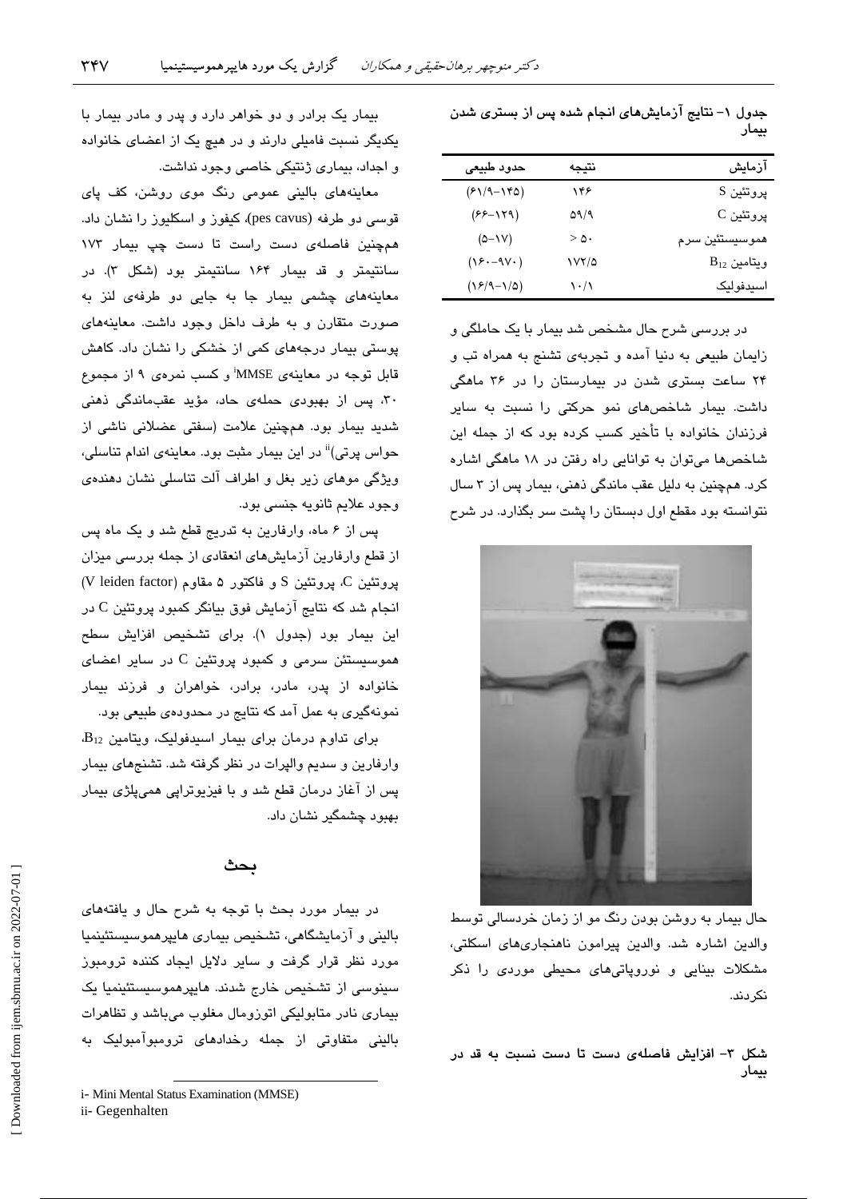جدول ۱- نتایج آزمایش‌های انجام شده پس از بستری شدن بیمار

| آزمایش | نتیجه | حدود طبیعی |
|---|---|---|
| پروتئین S | ۱۴۶ | (۶۱/۹-۱۴۵) |
| پروتئین C | ۵۹/۹ | (۶۶-۱۲۹) |
| هموسیستئین سرم | > ۵۰ | (۵-۱۷) |
| ویتامین $B_{12}$ | ۱۷۲/۵ | (۱۶۰-۹۷۰) |
| اسیدفولیک | ۱۰/۱ | (۱۶/۹-۱/۵) |

در بررسی شرح حال مشخص شد بیمار با یک حاملگی و زایمان طبیعی به دنیا آمده و تجربه‌ی تشنج به همراه تب و ۲۴ ساعت بستری شدن در بیمارستان را در ۳۶ ماهگی داشت. بیمار شاخص‌های نمو حرکتی را نسبت به سایر فرزندان خانواده با تأخیر کسب کرده بود که از جمله این شاخص‌ها می‌توان به توانایی راه رفتن در ۱۸ ماهگی اشاره کرد. همچنین به دلیل عقب ماندگی ذهنی، بیمار پس از ۳ سال نتوانسته بود مقطع اول دبستان را پشت سر بگذارد. در شرح حال بیمار به روشن بودن رنگ مو از زمان خردسالی توسط والدین اشاره شد. والدین پیرامون ناهنجاری‌های اسکلتی، مشکلات بینایی و نوروپاتی‌های محیطی موردی را ذکر نکردند.

شکل ۳- افزایش فاصله‌ی دست تا دست نسبت به قد در بیمار

بیمار یک برادر و دو خواهر دارد و پدر و مادر بیمار با یکدیگر نسبت فامیلی دارند و در هیچ یک از اعضای خانواده و اجداد، بیماری ژنتیکی خاصی وجود نداشت.

معاینه‌های بالینی عمومی رنگ موی روشن، کف پای قوسی دو طرفه (pes cavus)، کیفوز و اسکلیوز را نشان داد. همچنین فاصله‌ی دست راست تا دست چپ بیمار ۱۷۳ سانتیمتر و قد بیمار ۱۶۴ سانتیمتر بود (شکل ۳). در معاینه‌های چشمی بیمار جا به جایی دو طرفه‌ی لنز به صورت متقارن و به طرف داخل وجود داشت. معاینه‌های پوستی بیمار درجه‌های کمی از خشکی را نشان داد. کاهش قابل توجه در معاینه‌ی MMSE[i] و کسب نمره‌ی ۹ از مجموع ۳۰، پس از بهبودی حمله‌ی حاد، مؤید عقب‌ماندگی ذهنی شدید بیمار بود. همچنین علامت (سفتی عضلانی ناشی از حواس پرتی)[ii] در این بیمار مثبت بود. معاینه‌ی اندام تناسلی، ویژگی موهای زیر بغل و اطراف آلت تناسلی نشان دهنده‌ی وجود علایم ثانویه جنسی بود.

پس از ۶ ماه، وارفارین به تدریج قطع شد و یک ماه پس از قطع وارفارین آزمایش‌های انعقادی از جمله بررسی میزان پروتئین C، پروتئین S و فاکتور ۵ مقاوم (V leiden factor) انجام شد که نتایج آزمایش فوق بیانگر کمبود پروتئین C در این بیمار بود (جدول ۱). برای تشخیص افزایش سطح هموسیستئن سرمی و کمبود پروتئین C در سایر اعضای خانواده از پدر، مادر، برادر، خواهران و فرزند بیمار نمونه‌گیری به عمل آمد که نتایج در محدوده‌ی طبیعی بود.

برای تداوم درمان برای بیمار اسیدفولیک، ویتامین $B_{12}$، وارفارین و سدیم والپرات در نظر گرفته شد. تشنج‌های بیمار پس از آغاز درمان قطع شد و با فیزیوتراپی همی‌پلژی بیمار بهبود چشمگیر نشان داد.

## بحث

در بیمار مورد بحث با توجه به شرح حال و یافته‌های بالینی و آزمایشگاهی، تشخیص بیماری هایپرهموسیستئینمیا مورد نظر قرار گرفت و سایر دلایل ایجاد کننده ترومبوز سینوسی از تشخیص خارج شدند. هایپرهموسیستئینمیا یک بیماری نادر متابولیکی اتوزومال مغلوب می‌باشد و تظاهرات بالینی متفاوتی از جمله رخدادهای ترومبوآمبولیک به

i- Mini Mental Status Examination (MMSE)

ii- Gegenhalten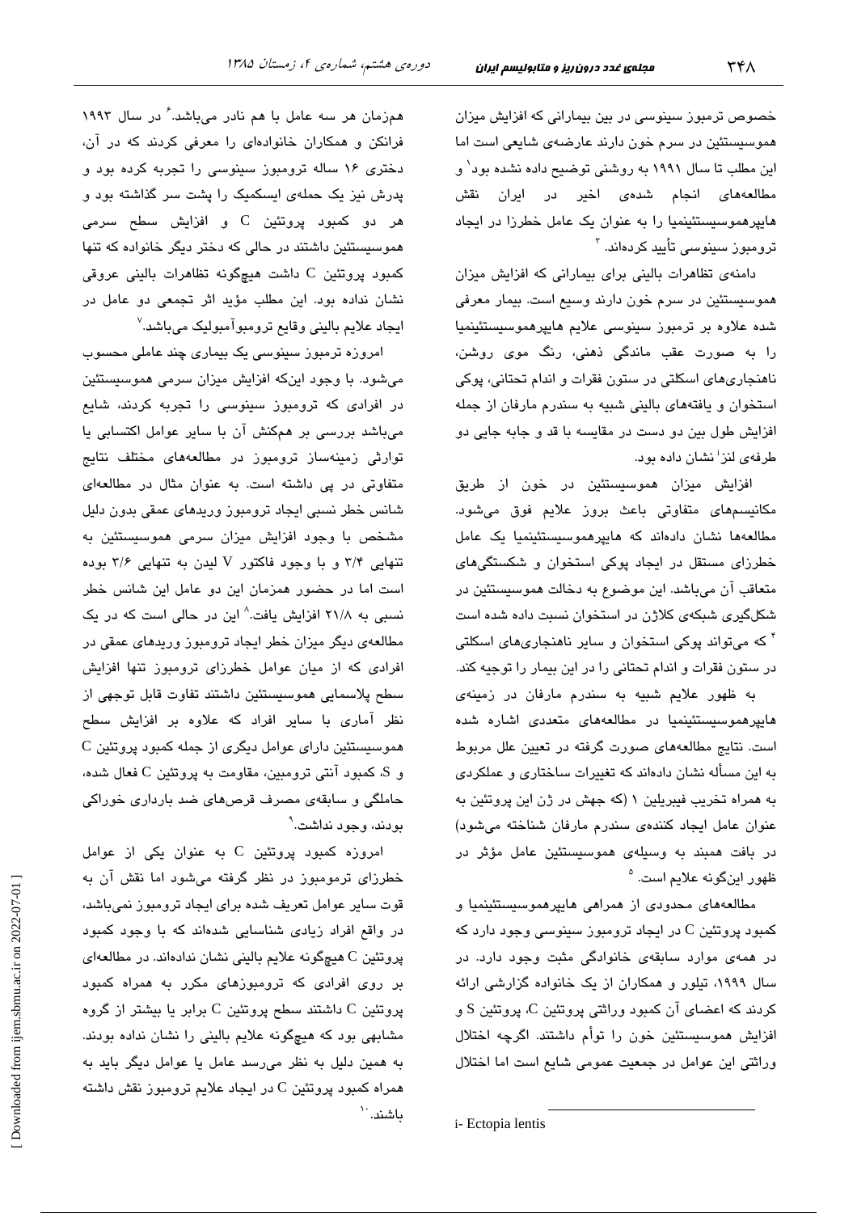خصوص ترمبوز سینوسی در بین بیمارانی که افزایش میزان هموسیستئین در سرم خون دارند عارضه‌ی شایعی است اما این مطلب تا سال ۱۹۹۱ به روشنی توضیح داده نشده بود[۱] و مطالعه‌های انجام شده‌ی اخیر در ایران نقش هایپرهموسیستئینمیا را به عنوان یک عامل خطرزا در ایجاد ترومبوز سینوسی تأیید کرده‌اند.[۳]

دامنه‌ی تظاهرات بالینی برای بیمارانی که افزایش میزان هموسیستئین در سرم خون دارند وسیع است. بیمار معرفی شده علاوه بر ترمبوز سینوسی علایم هایپرهموسیستئینمیا را به صورت عقب ماندگی ذهنی، رنگ موی روشن، ناهنجاری‌های اسکلتی در ستون فقرات و اندام تحتانی، پوکی استخوان و یافته‌های بالینی شبیه به سندرم مارفان از جمله افزایش طول بین دو دست در مقایسه با قد و جابه جایی دو طرفه‌ی لنز[i] نشان داده بود.

افزایش میزان هموسیستئین در خون از طریق مکانیسم‌های متفاوتی باعث بروز علایم فوق می‌شود. مطالعه‌ها نشان داده‌اند که هایپرهموسیستئینمیا یک عامل خطرزای مستقل در ایجاد پوکی استخوان و شکستگی‌های متعاقب آن می‌باشد. این موضوع به دخالت هموسیستئین در شکل‌گیری شبکه‌ی کلاژن در استخوان نسبت داده شده است[۴] که می‌تواند پوکی استخوان و سایر ناهنجاری‌های اسکلتی در ستون فقرات و اندام تحتانی را در این بیمار را توجیه کند.

به ظهور علایم شبیه به سندرم مارفان در زمینه‌ی هایپرهموسیستئینمیا در مطالعه‌های متعددی اشاره شده است. نتایج مطالعه‌های صورت گرفته در تعیین علل مربوط به این مسأله نشان داده‌اند که تغییرات ساختاری و عملکردی به همراه تخریب فیبریلین ۱ (که جهش در ژن این پروتئین به عنوان عامل ایجاد کننده‌ی سندرم مارفان شناخته می‌شود) در بافت همبند به وسیله‌ی هموسیستئین عامل مؤثر در ظهور این‌گونه علایم است.[۵]

مطالعه‌های محدودی از همراهی هایپرهموسیستئینمیا و کمبود پروتئین C در ایجاد ترومبوز سینوسی وجود دارد که در همه‌ی موارد سابقه‌ی خانوادگی مثبت وجود دارد. در سال ۱۹۹۹، تیلور و همکاران از یک خانواده گزارشی ارائه کردند که اعضای آن کمبود وراثتی پروتئین C، پروتئین S و افزایش هموسیستئین خون را توأم داشتند. اگرچه اختلال وراثتی این عوامل در جمعیت عمومی شایع است اما اختلال همزمان هر سه عامل با هم نادر می‌باشد.[۶] در سال ۱۹۹۳ فرانکن و همکاران خانواده‌ای را معرفی کردند که در آن، دختری ۱۶ ساله ترومبوز سینوسی را تجربه کرده بود و پدرش نیز یک حمله‌ی ایسکمیک را پشت سر گذاشته بود و هر دو کمبود پروتئین C و افزایش سطح سرمی هموسیستئین داشتند در حالی که دختر دیگر خانواده که تنها کمبود پروتئین C داشت هیچ‌گونه تظاهرات بالینی عروقی نشان نداده بود. این مطلب مؤید اثر تجمعی دو عامل در ایجاد علایم بالینی وقایع ترومبوآمبولیک می‌باشد.[۷]

امروزه ترمبوز سینوسی یک بیماری چند عاملی محسوب می‌شود. با وجود این‌که افزایش میزان سرمی هموسیستئین در افرادی که ترومبوز سینوسی را تجربه کردند، شایع می‌باشد بررسی بر هم‌کنش آن با سایر عوامل اکتسابی یا توارثی زمینه‌ساز ترومبوز در مطالعه‌های مختلف نتایج متفاوتی در پی داشته است. به عنوان مثال در مطالعه‌ای شانس خطر نسبی ایجاد ترومبوز وریدهای عمقی بدون دلیل مشخص با وجود افزایش میزان سرمی هموسیستئین به تنهایی ۳/۴ و با وجود فاکتور V لیدن به تنهایی ۳/۶ بوده است اما در حضور همزمان این دو عامل این شانس خطر نسبی به ۲۱/۸ افزایش یافت.[۸] این در حالی است که در یک مطالعه‌ی دیگر میزان خطر ایجاد ترومبوز وریدهای عمقی در افرادی که از میان عوامل خطرزای ترومبوز تنها افزایش سطح پلاسمایی هموسیستئین داشتند تفاوت قابل توجهی از نظر آماری با سایر افراد که علاوه بر افزایش سطح هموسیستئین دارای عوامل دیگری از جمله کمبود پروتئین C و S، کمبود آنتی ترومبین، مقاومت به پروتئین C فعال شده، حاملگی و سابقه‌ی مصرف قرص‌های ضد بارداری خوراکی بودند، وجود نداشت.[۹]

امروزه کمبود پروتئین C به عنوان یکی از عوامل خطرزای ترموموبوز در نظر گرفته می‌شود اما نقش آن به قوت سایر عوامل تعریف شده برای ایجاد ترومبوز نمی‌باشد، در واقع افراد زیادی شناسایی شده‌اند که با وجود کمبود پروتئین C هیچ‌گونه علایم بالینی نشان نداده‌اند. در مطالعه‌ای بر روی افرادی که ترومبوزهای مکرر به همراه کمبود پروتئین C داشتند سطح پروتئین C برابر یا بیشتر از گروه مشابهی بود که هیچ‌گونه علایم بالینی را نشان نداده بودند. به همین دلیل به نظر می‌رسد عامل یا عوامل دیگر باید به همراه کمبود پروتئین C در ایجاد علایم ترومبوز نقش داشته باشند.[۱۰]

i- Ectopia lentis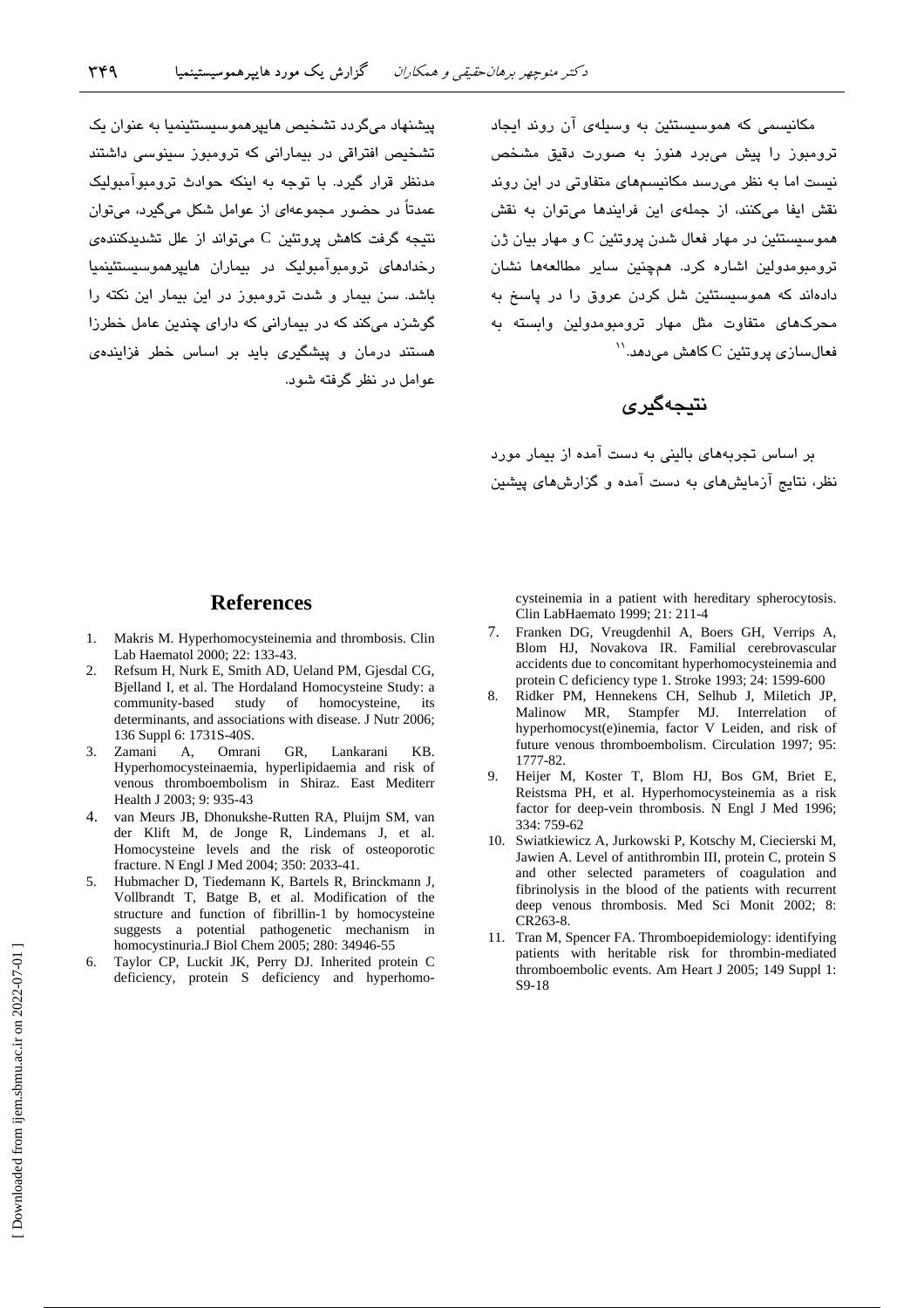مکانیسمی که هموسیستئین به وسیله‌ی آن روند ایجاد ترومبوز را پیش می‌برد هنوز به صورت دقیق مشخص نیست اما به نظر می‌رسد مکانیسم‌های متفاوتی در این روند نقش ایفا می‌کنند، از جمله‌ی این فرایندها می‌توان به نقش هموسیستئین در مهار فعال شدن پروتئین C و مهار بیان ژن ترومبومدولین اشاره کرد. هم‌چنین سایر مطالعه‌ها نشان داده‌اند که هموسیستئین شل کردن عروق را در پاسخ به محرک‌های متفاوت مثل مهار ترومبومدولین وابسته به فعال‌سازی پروتئین C کاهش می‌دهد.[11]

## نتیجه‌گیری

بر اساس تجربه‌های بالینی به دست آمده از بیمار مورد نظر، نتایج آزمایش‌های به دست آمده و گزارش‌های پیشین پیشنهاد می‌گردد تشخیص هایپرهموسیستئینمیا به عنوان یک تشخیص افتراقی در بیمارانی که ترومبوز سینوسی داشتند مدنظر قرار گیرد. با توجه به اینکه حوادث ترومبوآمبولیک عمدتاً در حضور مجموعه‌ای از عوامل شکل می‌گیرد، می‌توان نتیجه گرفت کاهش پروتئین C می‌تواند از علل تشدیدکننده‌ی رخدادهای ترومبوآمبولیک در بیماران هایپرهموسیستئینمیا باشد. سن بیمار و شدت ترومبوز در این بیمار این نکته را گوشزد می‌کند که در بیمارانی که دارای چندین عامل خطرزا هستند درمان و پیشگیری باید بر اساس خطر فزاینده‌ی عوامل در نظر گرفته شود.

## References

1. Makris M. Hyperhomocysteinemia and thrombosis. Clin Lab Haematol 2000; 22: 133-43.
2. Refsum H, Nurk E, Smith AD, Ueland PM, Gjesdal CG, Bjelland I, et al. The Hordaland Homocysteine Study: a community-based study of homocysteine, its determinants, and associations with disease. J Nutr 2006; 136 Suppl 6: 1731S-40S.
3. Zamani A, Omrani GR, Lankarani KB. Hyperhomocysteinaemia, hyperlipidaemia and risk of venous thromboembolism in Shiraz. East Mediterr Health J 2003; 9: 935-43
4. van Meurs JB, Dhonukshe-Rutten RA, Pluijm SM, van der Klift M, de Jonge R, Lindemans J, et al. Homocysteine levels and the risk of osteoporotic fracture. N Engl J Med 2004; 350: 2033-41.
5. Hubmacher D, Tiedemann K, Bartels R, Brinckmann J, Vollbrandt T, Batge B, et al. Modification of the structure and function of fibrillin-1 by homocysteine suggests a potential pathogenetic mechanism in homocystinuria.J Biol Chem 2005; 280: 34946-55
6. Taylor CP, Luckit JK, Perry DJ. Inherited protein C deficiency, protein S deficiency and hyperhomocysteinemia in a patient with hereditary spherocytosis. Clin LabHaemato 1999; 21: 211-4
7. Franken DG, Vreugdenhil A, Boers GH, Verrips A, Blom HJ, Novakova IR. Familial cerebrovascular accidents due to concomitant hyperhomocysteinemia and protein C deficiency type 1. Stroke 1993; 24: 1599-600
8. Ridker PM, Hennekens CH, Selhub J, Miletich JP, Malinow MR, Stampfer MJ. Interrelation of hyperhomocyst(e)inemia, factor V Leiden, and risk of future venous thromboembolism. Circulation 1997; 95: 1777-82.
9. Heijer M, Koster T, Blom HJ, Bos GM, Briet E, Reistsma PH, et al. Hyperhomocysteinemia as a risk factor for deep-vein thrombosis. N Engl J Med 1996; 334: 759-62
10. Swiatkiewicz A, Jurkowski P, Kotschy M, Ciecierski M, Jawien A. Level of antithrombin III, protein C, protein S and other selected parameters of coagulation and fibrinolysis in the blood of the patients with recurrent deep venous thrombosis. Med Sci Monit 2002; 8: CR263-8.
11. Tran M, Spencer FA. Thromboepidemiology: identifying patients with heritable risk for thrombin-mediated thromboembolic events. Am Heart J 2005; 149 Suppl 1: S9-18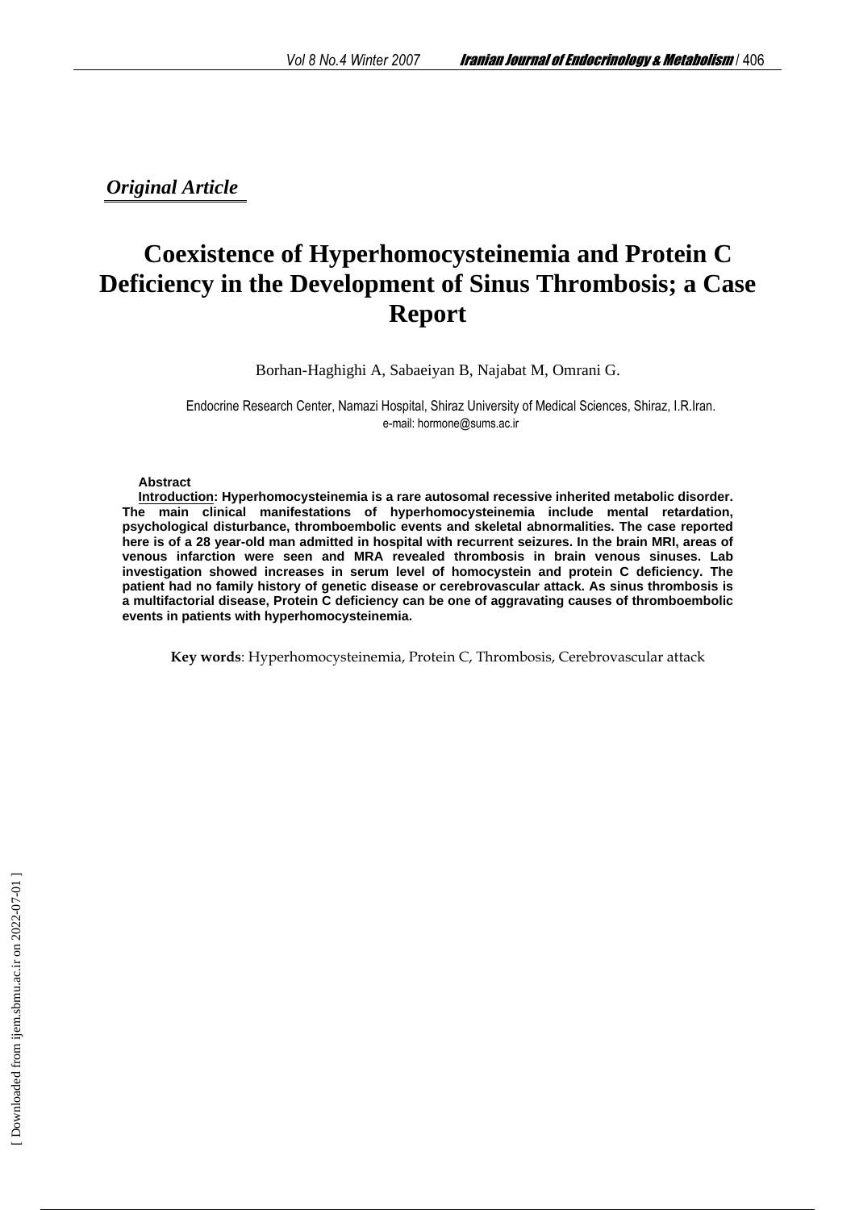*Original Article*

# Coexistence of Hyperhomocysteinemia and Protein C Deficiency in the Development of Sinus Thrombosis; a Case Report

Borhan-Haghighi A, Sabaeiyan B, Najabat M, Omrani G.

Endocrine Research Center, Namazi Hospital, Shiraz University of Medical Sciences, Shiraz, I.R.Iran.
e-mail: hormone@sums.ac.ir

**Abstract**

**Introduction: Hyperhomocysteinemia is a rare autosomal recessive inherited metabolic disorder. The main clinical manifestations of hyperhomocysteinemia include mental retardation, psychological disturbance, thromboembolic events and skeletal abnormalities. The case reported here is of a 28 year-old man admitted in hospital with recurrent seizures. In the brain MRI, areas of venous infarction were seen and MRA revealed thrombosis in brain venous sinuses. Lab investigation showed increases in serum level of homocystein and protein C deficiency. The patient had no family history of genetic disease or cerebrovascular attack. As sinus thrombosis is a multifactorial disease, Protein C deficiency can be one of aggravating causes of thromboembolic events in patients with hyperhomocysteinemia.**

**Key words**: Hyperhomocysteinemia, Protein C, Thrombosis, Cerebrovascular attack